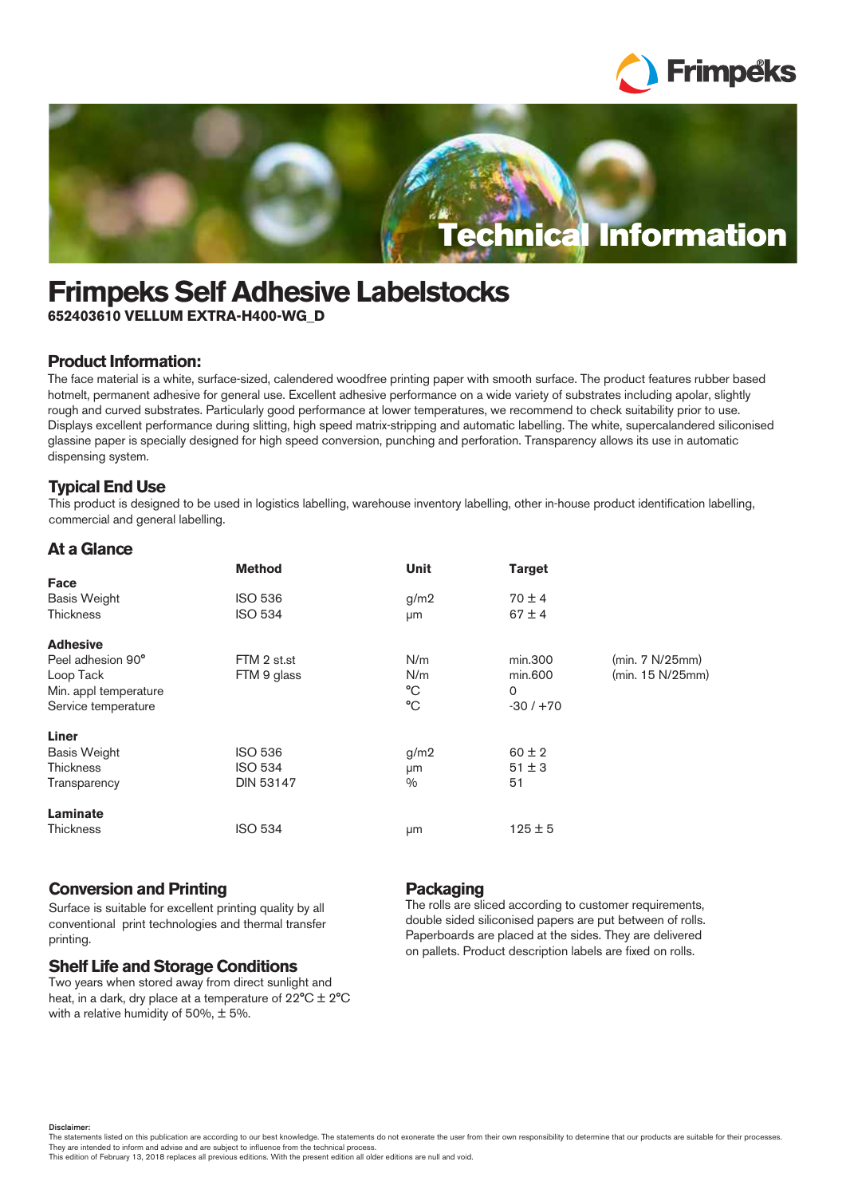Technical Information

# Frimpeks Self Adhesive Labelstocks

**652403610 VELLUM EXTRA-H400-WG_D**

## Product Information:

The face material is a white, surface-sized, calendered woodfree printing paper with smooth surface. The product features rubber based hotmelt, permanent adhesive for general use. Excellent adhesive performance on a wide variety of substrates including apolar, slightly rough and curved substrates. Particularly good performance at lower temperatures, we recommend to check suitability prior to use. Displays excellent performance during slitting, high speed matrix-stripping and automatic labelling. The white, supercalandered siliconised glassine paper is specially designed for high speed conversion, punching and perforation. Transparency allows its use in automatic dispensing system.

## Typical End Use

This product is designed to be used in logistics labelling, warehouse inventory labelling, other in-house product identification labelling, commercial and general labelling.

## At a Glance

| | Method | Unit | Target | |
|---|---|---|---|---|
| **Face** | | | | |
| Basis Weight | ISO 536 | g/m2 | 70 ± 4 | |
| Thickness | ISO 534 | μm | 67 ± 4 | |
| **Adhesive** | | | | |
| Peel adhesion 90° | FTM 2 st.st | N/m | min.300 | (min. 7 N/25mm) |
| Loop Tack | FTM 9 glass | N/m | min.600 | (min. 15 N/25mm) |
| Min. appl temperature | | °C | 0 | |
| Service temperature | | °C | -30 / +70 | |
| **Liner** | | | | |
| Basis Weight | ISO 536 | g/m2 | 60 ± 2 | |
| Thickness | ISO 534 | μm | 51 ± 3 | |
| Transparency | DIN 53147 | % | 51 | |
| **Laminate** | | | | |
| Thickness | ISO 534 | μm | 125 ± 5 | |

## Conversion and Printing

Surface is suitable for excellent printing quality by all conventional print technologies and thermal transfer printing.

## Shelf Life and Storage Conditions

Two years when stored away from direct sunlight and heat, in a dark, dry place at a temperature of 22°C ± 2°C with a relative humidity of 50%, ± 5%.

## Packaging

The rolls are sliced according to customer requirements, double sided siliconised papers are put between of rolls. Paperboards are placed at the sides. They are delivered on pallets. Product description labels are fixed on rolls.

Disclaimer:
The statements listed on this publication are according to our best knowledge. The statements do not exonerate the user from their own responsibility to determine that our products are suitable for their processes. They are intended to inform and advise and are subject to influence from the technical process.
This edition of February 13, 2018 replaces all previous editions. With the present edition all older editions are null and void.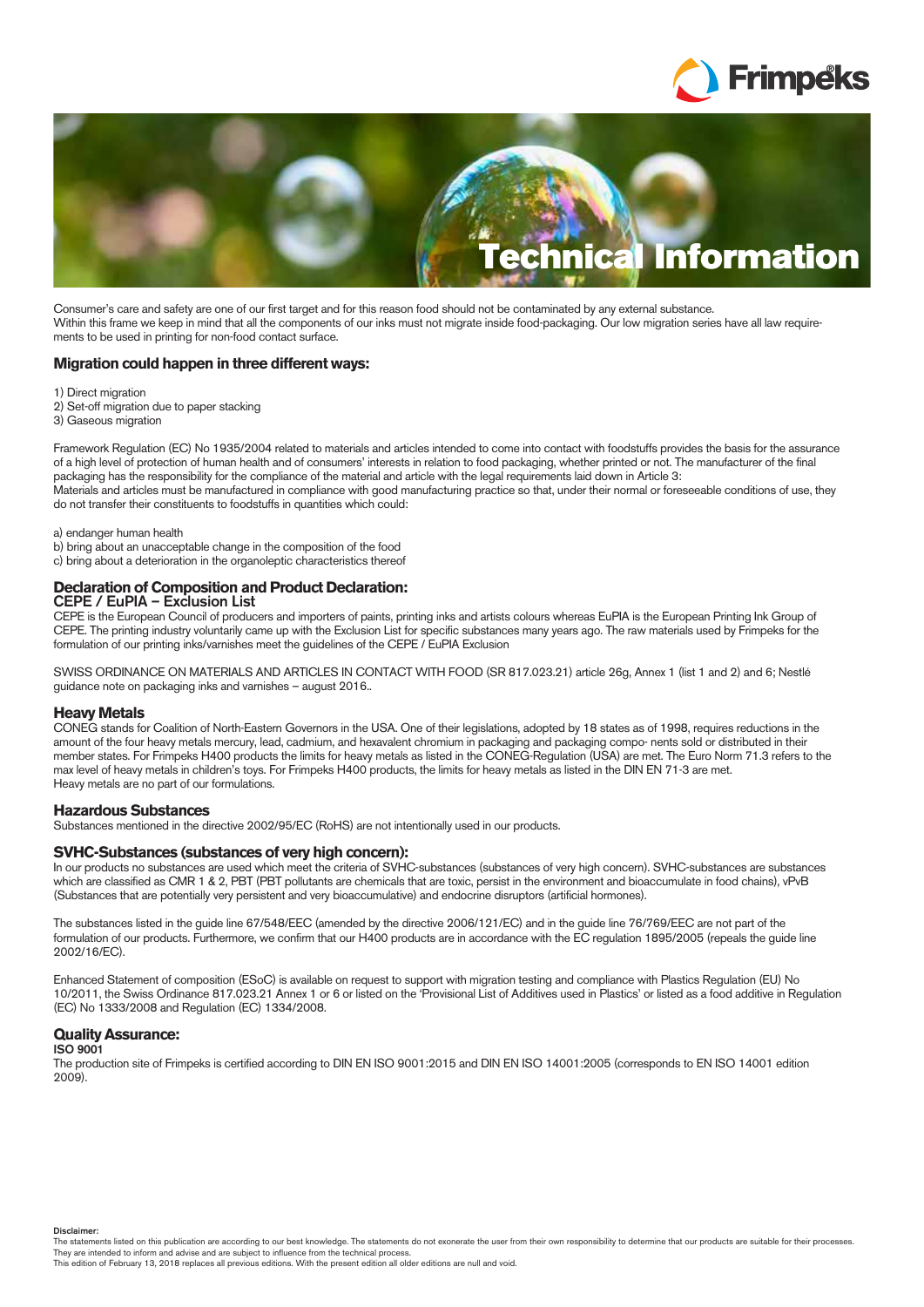# Technical Information

Consumer's care and safety are one of our first target and for this reason food should not be contaminated by any external substance.
Within this frame we keep in mind that all the components of our inks must not migrate inside food-packaging. Our low migration series have all law requirements to be used in printing for non-food contact surface.

## Migration could happen in three different ways:

1) Direct migration
2) Set-off migration due to paper stacking
3) Gaseous migration

Framework Regulation (EC) No 1935/2004 related to materials and articles intended to come into contact with foodstuffs provides the basis for the assurance of a high level of protection of human health and of consumers' interests in relation to food packaging, whether printed or not. The manufacturer of the final packaging has the responsibility for the compliance of the material and article with the legal requirements laid down in Article 3:
Materials and articles must be manufactured in compliance with good manufacturing practice so that, under their normal or foreseeable conditions of use, they do not transfer their constituents to foodstuffs in quantities which could:

a) endanger human health
b) bring about an unacceptable change in the composition of the food
c) bring about a deterioration in the organoleptic characteristics thereof

## Declaration of Composition and Product Declaration:

**CEPE / EuPIA – Exclusion List**

CEPE is the European Council of producers and importers of paints, printing inks and artists colours whereas EuPIA is the European Printing Ink Group of CEPE. The printing industry voluntarily came up with the Exclusion List for specific substances many years ago. The raw materials used by Frimpeks for the formulation of our printing inks/varnishes meet the guidelines of the CEPE / EuPIA Exclusion

SWISS ORDINANCE ON MATERIALS AND ARTICLES IN CONTACT WITH FOOD (SR 817.023.21) article 26g, Annex 1 (list 1 and 2) and 6; Nestlé guidance note on packaging inks and varnishes – august 2016..

## Heavy Metals

CONEG stands for Coalition of North-Eastern Governors in the USA. One of their legislations, adopted by 18 states as of 1998, requires reductions in the amount of the four heavy metals mercury, lead, cadmium, and hexavalent chromium in packaging and packaging compo- nents sold or distributed in their member states. For Frimpeks H400 products the limits for heavy metals as listed in the CONEG-Regulation (USA) are met. The Euro Norm 71.3 refers to the max level of heavy metals in children's toys. For Frimpeks H400 products, the limits for heavy metals as listed in the DIN EN 71-3 are met.
Heavy metals are no part of our formulations.

## Hazardous Substances

Substances mentioned in the directive 2002/95/EC (RoHS) are not intentionally used in our products.

## SVHC-Substances (substances of very high concern):

In our products no substances are used which meet the criteria of SVHC-substances (substances of very high concern). SVHC-substances are substances which are classified as CMR 1 & 2, PBT (PBT pollutants are chemicals that are toxic, persist in the environment and bioaccumulate in food chains), vPvB (Substances that are potentially very persistent and very bioaccumulative) and endocrine disruptors (artificial hormones).

The substances listed in the guide line 67/548/EEC (amended by the directive 2006/121/EC) and in the guide line 76/769/EEC are not part of the formulation of our products. Furthermore, we confirm that our H400 products are in accordance with the EC regulation 1895/2005 (repeals the guide line 2002/16/EC).

Enhanced Statement of composition (ESoC) is available on request to support with migration testing and compliance with Plastics Regulation (EU) No 10/2011, the Swiss Ordinance 817.023.21 Annex 1 or 6 or listed on the 'Provisional List of Additives used in Plastics' or listed as a food additive in Regulation (EC) No 1333/2008 and Regulation (EC) 1334/2008.

## Quality Assurance:

**ISO 9001**

The production site of Frimpeks is certified according to DIN EN ISO 9001:2015 and DIN EN ISO 14001:2005 (corresponds to EN ISO 14001 edition 2009).

**Disclaimer:**
The statements listed on this publication are according to our best knowledge. The statements do not exonerate the user from their own responsibility to determine that our products are suitable for their processes. They are intended to inform and advise and are subject to influence from the technical process.
This edition of February 13, 2018 replaces all previous editions. With the present edition all older editions are null and void.